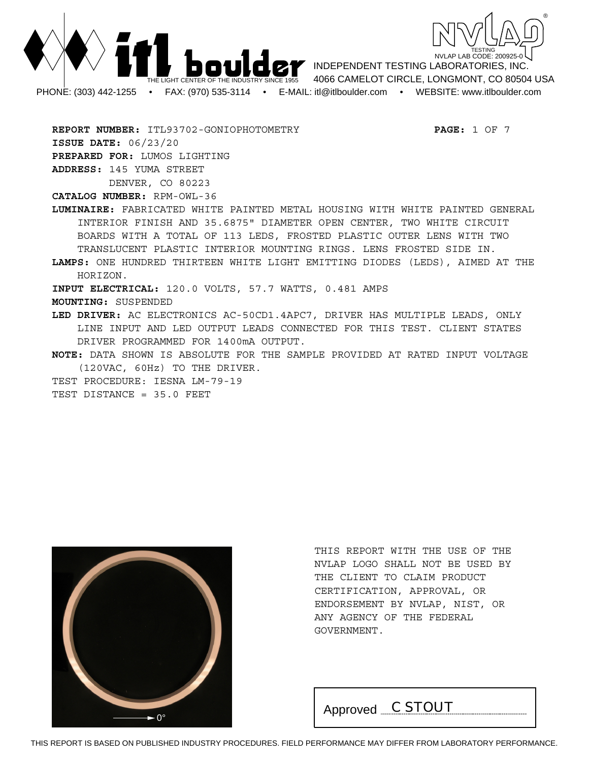**itl boulder** — THE LIGHT CENTER OF THE INDUSTRY SINCE 1955

NVLAP TESTING — NVLAP LAB CODE: 200925-0

INDEPENDENT TESTING LABORATORIES, INC.
4066 CAMELOT CIRCLE, LONGMONT, CO 80504 USA

PHONE: (303) 442-1255 • FAX: (970) 535-3114 • E-MAIL: itl@itlboulder.com • WEBSITE: www.itlboulder.com

**REPORT NUMBER:** ITL93702-GONIOPHOTOMETRY

**ISSUE DATE:** 06/23/20

**PREPARED FOR:** LUMOS LIGHTING

**ADDRESS:** 145 YUMA STREET
DENVER, CO 80223

**CATALOG NUMBER:** RPM-OWL-36

**LUMINAIRE:** FABRICATED WHITE PAINTED METAL HOUSING WITH WHITE PAINTED GENERAL INTERIOR FINISH AND 35.6875" DIAMETER OPEN CENTER, TWO WHITE CIRCUIT BOARDS WITH A TOTAL OF 113 LEDS, FROSTED PLASTIC OUTER LENS WITH TWO TRANSLUCENT PLASTIC INTERIOR MOUNTING RINGS. LENS FROSTED SIDE IN.

**LAMPS:** ONE HUNDRED THIRTEEN WHITE LIGHT EMITTING DIODES (LEDS), AIMED AT THE HORIZON.

**INPUT ELECTRICAL:** 120.0 VOLTS, 57.7 WATTS, 0.481 AMPS

**MOUNTING:** SUSPENDED

**LED DRIVER:** AC ELECTRONICS AC-50CD1.4APC7, DRIVER HAS MULTIPLE LEADS, ONLY LINE INPUT AND LED OUTPUT LEADS CONNECTED FOR THIS TEST. CLIENT STATES DRIVER PROGRAMMED FOR 1400mA OUTPUT.

**NOTE:** DATA SHOWN IS ABSOLUTE FOR THE SAMPLE PROVIDED AT RATED INPUT VOLTAGE (120VAC, 60Hz) TO THE DRIVER.

TEST PROCEDURE: IESNA LM-79-19

TEST DISTANCE = 35.0 FEET

0°

THIS REPORT WITH THE USE OF THE NVLAP LOGO SHALL NOT BE USED BY THE CLIENT TO CLAIM PRODUCT CERTIFICATION, APPROVAL, OR ENDORSEMENT BY NVLAP, NIST, OR ANY AGENCY OF THE FEDERAL GOVERNMENT.

Approved C STOUT

THIS REPORT IS BASED ON PUBLISHED INDUSTRY PROCEDURES. FIELD PERFORMANCE MAY DIFFER FROM LABORATORY PERFORMANCE.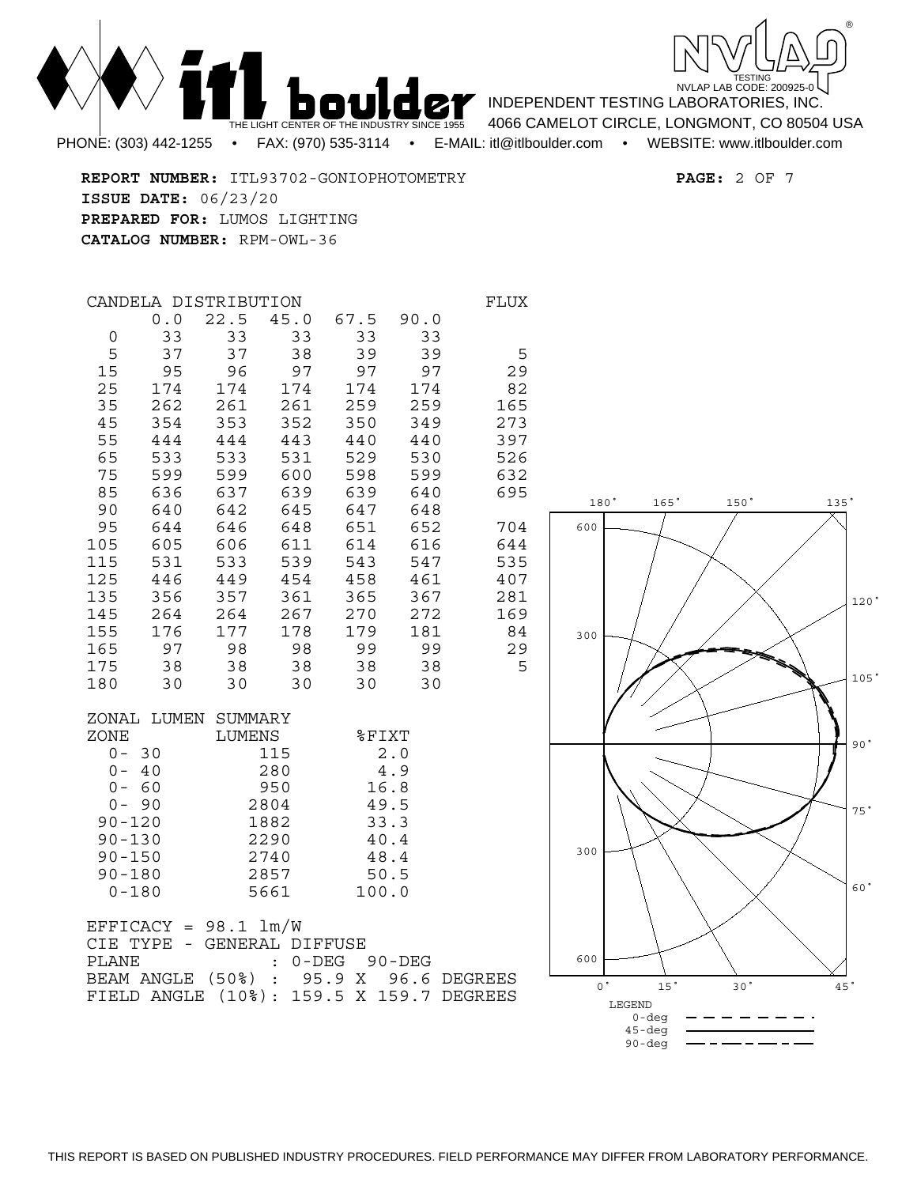**REPORT NUMBER:** ITL93702-GONIOPHOTOMETRY

**ISSUE DATE:** 06/23/20

**PREPARED FOR:** LUMOS LIGHTING

**CATALOG NUMBER:** RPM-OWL-36

CANDELA DISTRIBUTION

| | 0.0 | 22.5 | 45.0 | 67.5 | 90.0 | FLUX |
|---|---|---|---|---|---|---|
| 0 | 33 | 33 | 33 | 33 | 33 | |
| 5 | 37 | 37 | 38 | 39 | 39 | 5 |
| 15 | 95 | 96 | 97 | 97 | 97 | 29 |
| 25 | 174 | 174 | 174 | 174 | 174 | 82 |
| 35 | 262 | 261 | 261 | 259 | 259 | 165 |
| 45 | 354 | 353 | 352 | 350 | 349 | 273 |
| 55 | 444 | 444 | 443 | 440 | 440 | 397 |
| 65 | 533 | 533 | 531 | 529 | 530 | 526 |
| 75 | 599 | 599 | 600 | 598 | 599 | 632 |
| 85 | 636 | 637 | 639 | 639 | 640 | 695 |
| 90 | 640 | 642 | 645 | 647 | 648 | |
| 95 | 644 | 646 | 648 | 651 | 652 | 704 |
| 105 | 605 | 606 | 611 | 614 | 616 | 644 |
| 115 | 531 | 533 | 539 | 543 | 547 | 535 |
| 125 | 446 | 449 | 454 | 458 | 461 | 407 |
| 135 | 356 | 357 | 361 | 365 | 367 | 281 |
| 145 | 264 | 264 | 267 | 270 | 272 | 169 |
| 155 | 176 | 177 | 178 | 179 | 181 | 84 |
| 165 | 97 | 98 | 98 | 99 | 99 | 29 |
| 175 | 38 | 38 | 38 | 38 | 38 | 5 |
| 180 | 30 | 30 | 30 | 30 | 30 | |

ZONAL LUMEN SUMMARY

| ZONE | LUMENS | %FIXT |
|---|---|---|
| 0- 30 | 115 | 2.0 |
| 0- 40 | 280 | 4.9 |
| 0- 60 | 950 | 16.8 |
| 0- 90 | 2804 | 49.5 |
| 90-120 | 1882 | 33.3 |
| 90-130 | 2290 | 40.4 |
| 90-150 | 2740 | 48.4 |
| 90-180 | 2857 | 50.5 |
| 0-180 | 5661 | 100.0 |

EFFICACY = 98.1 lm/W

CIE TYPE - GENERAL DIFFUSE

PLANE : 0-DEG 90-DEG

BEAM ANGLE (50%) : 95.9 X 96.6 DEGREES

FIELD ANGLE (10%): 159.5 X 159.7 DEGREES

180° 165° 150° 135° 120° 105° 90° 75° 60° 45° 30° 15° 0°

600 300 300 600

LEGEND
0-deg
45-deg
90-deg

THIS REPORT IS BASED ON PUBLISHED INDUSTRY PROCEDURES. FIELD PERFORMANCE MAY DIFFER FROM LABORATORY PERFORMANCE.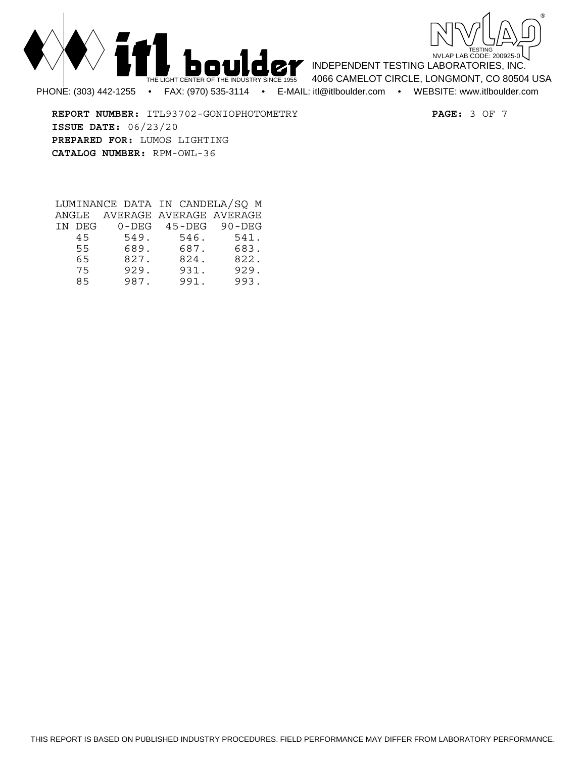**REPORT NUMBER:** ITL93702-GONIOPHOTOMETRY

**ISSUE DATE:** 06/23/20

**PREPARED FOR:** LUMOS LIGHTING

**CATALOG NUMBER:** RPM-OWL-36

LUMINANCE DATA IN CANDELA/SQ M

| ANGLE IN DEG | AVERAGE 0-DEG | AVERAGE 45-DEG | AVERAGE 90-DEG |
|---|---|---|---|
| 45 | 549. | 546. | 541. |
| 55 | 689. | 687. | 683. |
| 65 | 827. | 824. | 822. |
| 75 | 929. | 931. | 929. |
| 85 | 987. | 991. | 993. |

THIS REPORT IS BASED ON PUBLISHED INDUSTRY PROCEDURES. FIELD PERFORMANCE MAY DIFFER FROM LABORATORY PERFORMANCE.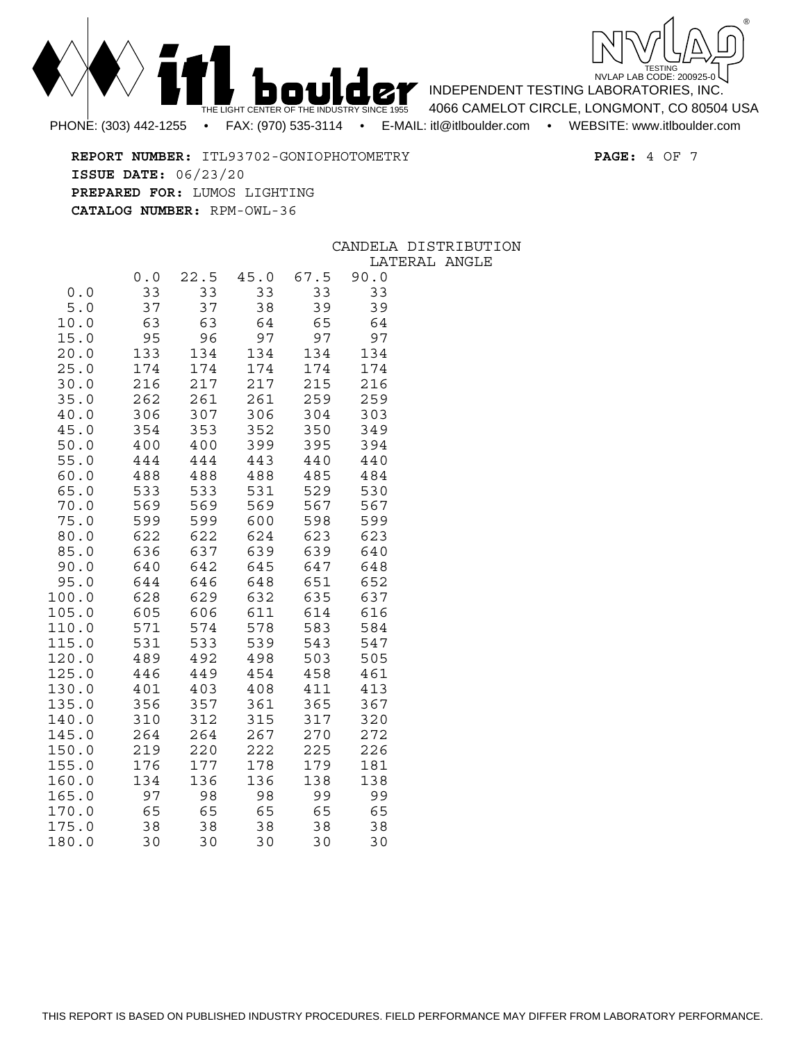**REPORT NUMBER:** ITL93702-GONIOPHOTOMETRY
**PAGE:** 4 OF 7

**ISSUE DATE:** 06/23/20

**PREPARED FOR:** LUMOS LIGHTING

**CATALOG NUMBER:** RPM-OWL-36

CANDELA DISTRIBUTION

| | LATERAL ANGLE | | | | |
|---|---|---|---|---|---|
| | 0.0 | 22.5 | 45.0 | 67.5 | 90.0 |
| 0.0 | 33 | 33 | 33 | 33 | 33 |
| 5.0 | 37 | 37 | 38 | 39 | 39 |
| 10.0 | 63 | 63 | 64 | 65 | 64 |
| 15.0 | 95 | 96 | 97 | 97 | 97 |
| 20.0 | 133 | 134 | 134 | 134 | 134 |
| 25.0 | 174 | 174 | 174 | 174 | 174 |
| 30.0 | 216 | 217 | 217 | 215 | 216 |
| 35.0 | 262 | 261 | 261 | 259 | 259 |
| 40.0 | 306 | 307 | 306 | 304 | 303 |
| 45.0 | 354 | 353 | 352 | 350 | 349 |
| 50.0 | 400 | 400 | 399 | 395 | 394 |
| 55.0 | 444 | 444 | 443 | 440 | 440 |
| 60.0 | 488 | 488 | 488 | 485 | 484 |
| 65.0 | 533 | 533 | 531 | 529 | 530 |
| 70.0 | 569 | 569 | 569 | 567 | 567 |
| 75.0 | 599 | 599 | 600 | 598 | 599 |
| 80.0 | 622 | 622 | 624 | 623 | 623 |
| 85.0 | 636 | 637 | 639 | 639 | 640 |
| 90.0 | 640 | 642 | 645 | 647 | 648 |
| 95.0 | 644 | 646 | 648 | 651 | 652 |
| 100.0 | 628 | 629 | 632 | 635 | 637 |
| 105.0 | 605 | 606 | 611 | 614 | 616 |
| 110.0 | 571 | 574 | 578 | 583 | 584 |
| 115.0 | 531 | 533 | 539 | 543 | 547 |
| 120.0 | 489 | 492 | 498 | 503 | 505 |
| 125.0 | 446 | 449 | 454 | 458 | 461 |
| 130.0 | 401 | 403 | 408 | 411 | 413 |
| 135.0 | 356 | 357 | 361 | 365 | 367 |
| 140.0 | 310 | 312 | 315 | 317 | 320 |
| 145.0 | 264 | 264 | 267 | 270 | 272 |
| 150.0 | 219 | 220 | 222 | 225 | 226 |
| 155.0 | 176 | 177 | 178 | 179 | 181 |
| 160.0 | 134 | 136 | 136 | 138 | 138 |
| 165.0 | 97 | 98 | 98 | 99 | 99 |
| 170.0 | 65 | 65 | 65 | 65 | 65 |
| 175.0 | 38 | 38 | 38 | 38 | 38 |
| 180.0 | 30 | 30 | 30 | 30 | 30 |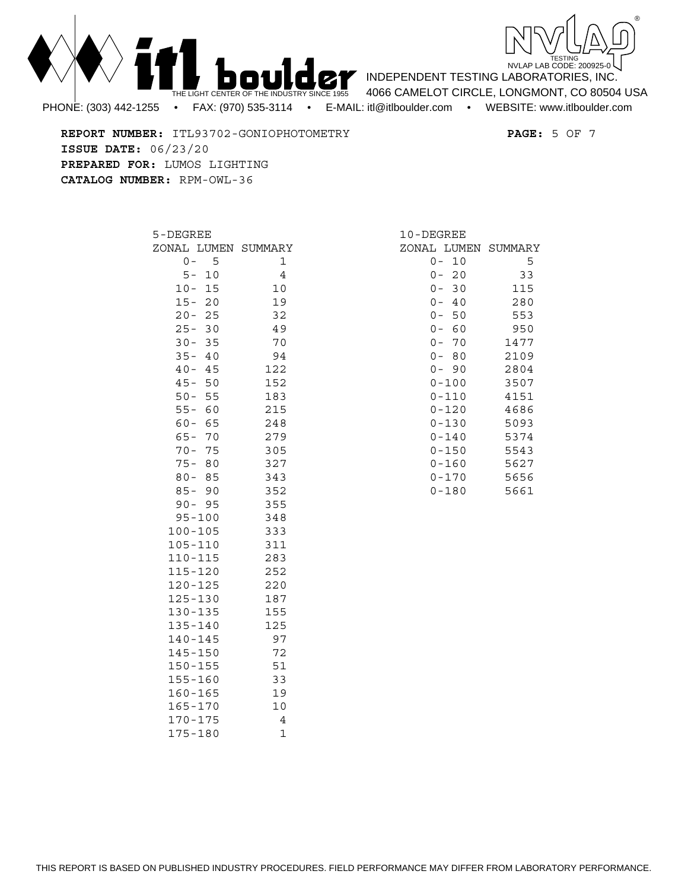**REPORT NUMBER:** ITL93702-GONIOPHOTOMETRY
**ISSUE DATE:** 06/23/20
**PREPARED FOR:** LUMOS LIGHTING
**CATALOG NUMBER:** RPM-OWL-36

## 5-DEGREE ZONAL LUMEN SUMMARY

| Zone | Lumens |
|---|---|
| 0- 5 | 1 |
| 5- 10 | 4 |
| 10- 15 | 10 |
| 15- 20 | 19 |
| 20- 25 | 32 |
| 25- 30 | 49 |
| 30- 35 | 70 |
| 35- 40 | 94 |
| 40- 45 | 122 |
| 45- 50 | 152 |
| 50- 55 | 183 |
| 55- 60 | 215 |
| 60- 65 | 248 |
| 65- 70 | 279 |
| 70- 75 | 305 |
| 75- 80 | 327 |
| 80- 85 | 343 |
| 85- 90 | 352 |
| 90- 95 | 355 |
| 95-100 | 348 |
| 100-105 | 333 |
| 105-110 | 311 |
| 110-115 | 283 |
| 115-120 | 252 |
| 120-125 | 220 |
| 125-130 | 187 |
| 130-135 | 155 |
| 135-140 | 125 |
| 140-145 | 97 |
| 145-150 | 72 |
| 150-155 | 51 |
| 155-160 | 33 |
| 160-165 | 19 |
| 165-170 | 10 |
| 170-175 | 4 |
| 175-180 | 1 |

## 10-DEGREE ZONAL LUMEN SUMMARY

| Zone | Lumens |
|---|---|
| 0- 10 | 5 |
| 0- 20 | 33 |
| 0- 30 | 115 |
| 0- 40 | 280 |
| 0- 50 | 553 |
| 0- 60 | 950 |
| 0- 70 | 1477 |
| 0- 80 | 2109 |
| 0- 90 | 2804 |
| 0-100 | 3507 |
| 0-110 | 4151 |
| 0-120 | 4686 |
| 0-130 | 5093 |
| 0-140 | 5374 |
| 0-150 | 5543 |
| 0-160 | 5627 |
| 0-170 | 5656 |
| 0-180 | 5661 |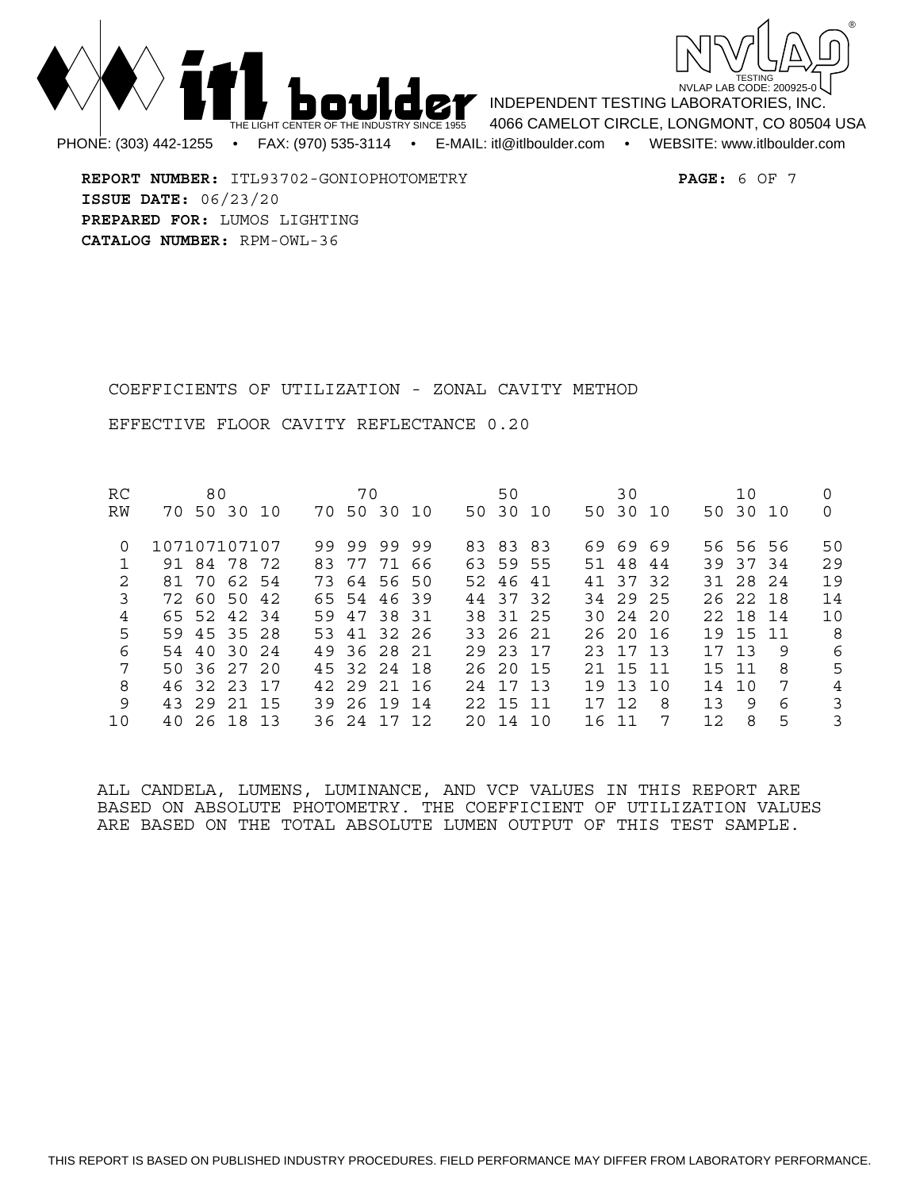**REPORT NUMBER:** ITL93702-GONIOPHOTOMETRY

**ISSUE DATE:** 06/23/20

**PREPARED FOR:** LUMOS LIGHTING

**CATALOG NUMBER:** RPM-OWL-36

COEFFICIENTS OF UTILIZATION - ZONAL CAVITY METHOD

EFFECTIVE FLOOR CAVITY REFLECTANCE 0.20

| RC | 80 | | | | 70 | | | | 50 | | | 30 | | | 10 | | | 0 |
|---|---|---|---|---|---|---|---|---|---|---|---|---|---|---|---|---|---|---|
| RW | 70 | 50 | 30 | 10 | 70 | 50 | 30 | 10 | 50 | 30 | 10 | 50 | 30 | 10 | 50 | 30 | 10 | 0 |
| 0 | 107 | 107 | 107 | 107 | 99 | 99 | 99 | 99 | 83 | 83 | 83 | 69 | 69 | 69 | 56 | 56 | 56 | 50 |
| 1 | 91 | 84 | 78 | 72 | 83 | 77 | 71 | 66 | 63 | 59 | 55 | 51 | 48 | 44 | 39 | 37 | 34 | 29 |
| 2 | 81 | 70 | 62 | 54 | 73 | 64 | 56 | 50 | 52 | 46 | 41 | 41 | 37 | 32 | 31 | 28 | 24 | 19 |
| 3 | 72 | 60 | 50 | 42 | 65 | 54 | 46 | 39 | 44 | 37 | 32 | 34 | 29 | 25 | 26 | 22 | 18 | 14 |
| 4 | 65 | 52 | 42 | 34 | 59 | 47 | 38 | 31 | 38 | 31 | 25 | 30 | 24 | 20 | 22 | 18 | 14 | 10 |
| 5 | 59 | 45 | 35 | 28 | 53 | 41 | 32 | 26 | 33 | 26 | 21 | 26 | 20 | 16 | 19 | 15 | 11 | 8 |
| 6 | 54 | 40 | 30 | 24 | 49 | 36 | 28 | 21 | 29 | 23 | 17 | 23 | 17 | 13 | 17 | 13 | 9 | 6 |
| 7 | 50 | 36 | 27 | 20 | 45 | 32 | 24 | 18 | 26 | 20 | 15 | 21 | 15 | 11 | 15 | 11 | 8 | 5 |
| 8 | 46 | 32 | 23 | 17 | 42 | 29 | 21 | 16 | 24 | 17 | 13 | 19 | 13 | 10 | 14 | 10 | 7 | 4 |
| 9 | 43 | 29 | 21 | 15 | 39 | 26 | 19 | 14 | 22 | 15 | 11 | 17 | 12 | 8 | 13 | 9 | 6 | 3 |
| 10 | 40 | 26 | 18 | 13 | 36 | 24 | 17 | 12 | 20 | 14 | 10 | 16 | 11 | 7 | 12 | 8 | 5 | 3 |

ALL CANDELA, LUMENS, LUMINANCE, AND VCP VALUES IN THIS REPORT ARE BASED ON ABSOLUTE PHOTOMETRY. THE COEFFICIENT OF UTILIZATION VALUES ARE BASED ON THE TOTAL ABSOLUTE LUMEN OUTPUT OF THIS TEST SAMPLE.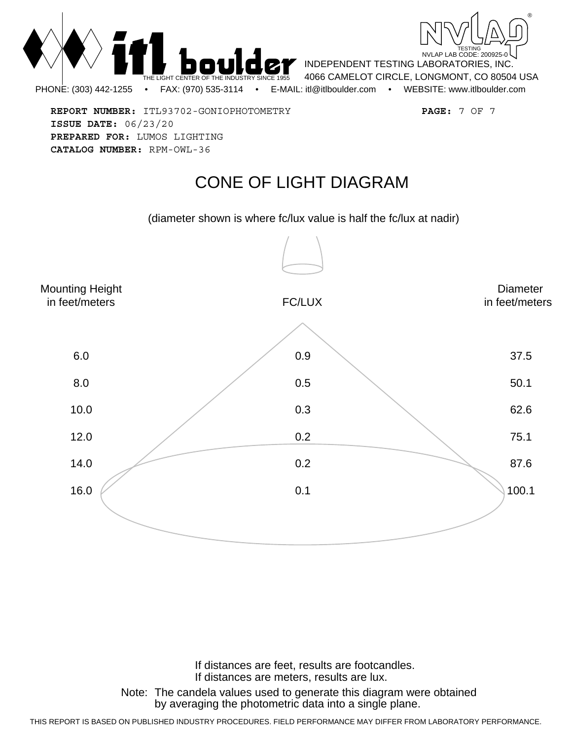**REPORT NUMBER:** ITL93702-GONIOPHOTOMETRY **PAGE:** 7 OF 7
**ISSUE DATE:** 06/23/20
**PREPARED FOR:** LUMOS LIGHTING
**CATALOG NUMBER:** RPM-OWL-36

# CONE OF LIGHT DIAGRAM

(diameter shown is where fc/lux value is half the fc/lux at nadir)

Mounting Height in feet/meters
FC/LUX
Diameter in feet/meters

6.0
0.9
37.5

8.0
0.5
50.1

10.0
0.3
62.6

12.0
0.2
75.1

14.0
0.2
87.6

16.0
0.1
100.1

If distances are feet, results are footcandles.
If distances are meters, results are lux.

Note: The candela values used to generate this diagram were obtained by averaging the photometric data into a single plane.

THIS REPORT IS BASED ON PUBLISHED INDUSTRY PROCEDURES. FIELD PERFORMANCE MAY DIFFER FROM LABORATORY PERFORMANCE.